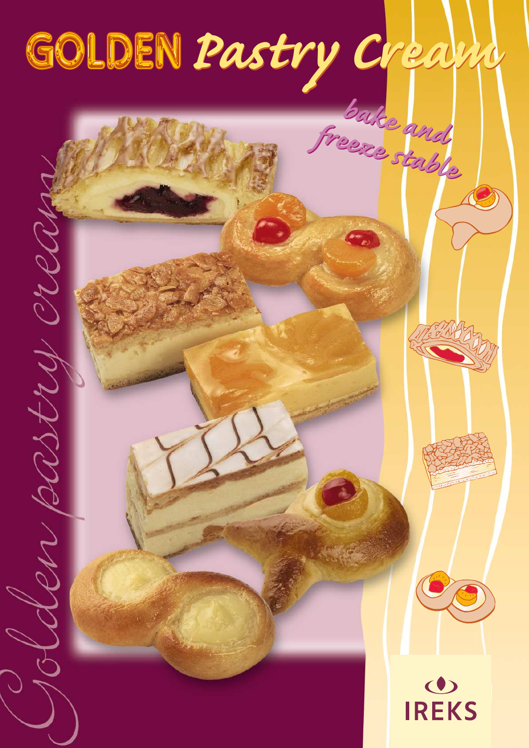# GOLDEN *Pastry Cream*

*bake and freeze stable*

*Golden pastry cream*

IREKS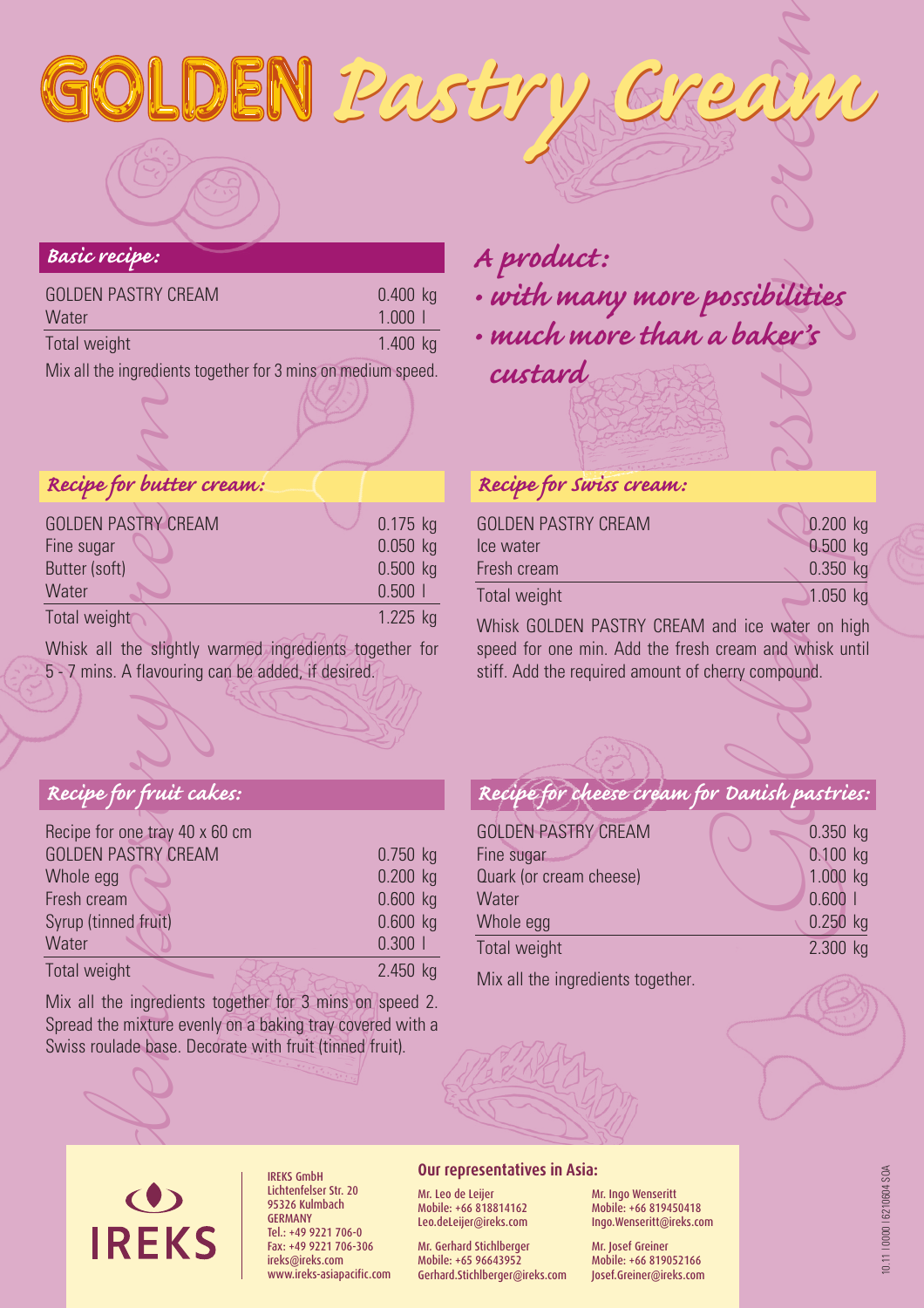# GOLDEN *Pastry Cream*

### *Basic recipe:*

| | |
|---|---|
| GOLDEN PASTRY CREAM | 0.400 kg |
| Water | 1.000 l |
| Total weight | 1.400 kg |

Mix all the ingredients together for 3 mins on medium speed.

### *A product:*

- *with many more possibilities*
- *much more than a baker's custard*

### *Recipe for butter cream:*

| | |
|---|---|
| GOLDEN PASTRY CREAM | 0.175 kg |
| Fine sugar | 0.050 kg |
| Butter (soft) | 0.500 kg |
| Water | 0.500 l |
| Total weight | 1.225 kg |

Whisk all the slightly warmed ingredients together for 5 - 7 mins. A flavouring can be added, if desired.

### *Recipe for Swiss cream:*

| | |
|---|---|
| GOLDEN PASTRY CREAM | 0.200 kg |
| Ice water | 0.500 kg |
| Fresh cream | 0.350 kg |
| Total weight | 1.050 kg |

Whisk GOLDEN PASTRY CREAM and ice water on high speed for one min. Add the fresh cream and whisk until stiff. Add the required amount of cherry compound.

### *Recipe for fruit cakes:*

Recipe for one tray 40 x 60 cm

| | |
|---|---|
| GOLDEN PASTRY CREAM | 0.750 kg |
| Whole egg | 0.200 kg |
| Fresh cream | 0.600 kg |
| Syrup (tinned fruit) | 0.600 kg |
| Water | 0.300 l |
| Total weight | 2.450 kg |

Mix all the ingredients together for 3 mins on speed 2. Spread the mixture evenly on a baking tray covered with a Swiss roulade base. Decorate with fruit (tinned fruit).

### *Recipe for cheese cream for Danish pastries:*

| | |
|---|---|
| GOLDEN PASTRY CREAM | 0.350 kg |
| Fine sugar | 0.100 kg |
| Quark (or cream cheese) | 1.000 kg |
| Water | 0.600 l |
| Whole egg | 0.250 kg |
| Total weight | 2.300 kg |

Mix all the ingredients together.

IREKS

IREKS GmbH
Lichtenfelser Str. 20
95326 Kulmbach
GERMANY
Tel.: +49 9221 706-0
Fax: +49 9221 706-306
ireks@ireks.com
www.ireks-asiapacific.com

**Our representatives in Asia:**

Mr. Leo de Leijer
Mobile: +66 818814162
Leo.deLeijer@ireks.com

Mr. Ingo Wenseritt
Mobile: +66 819450418
Ingo.Wenseritt@ireks.com

Mr. Gerhard Stichlberger
Mobile: +65 96643952
Gerhard.Stichlberger@ireks.com

Mr. Josef Greiner
Mobile: +66 819052166
Josef.Greiner@ireks.com

10.11 | 0000 | 6210604 SOA